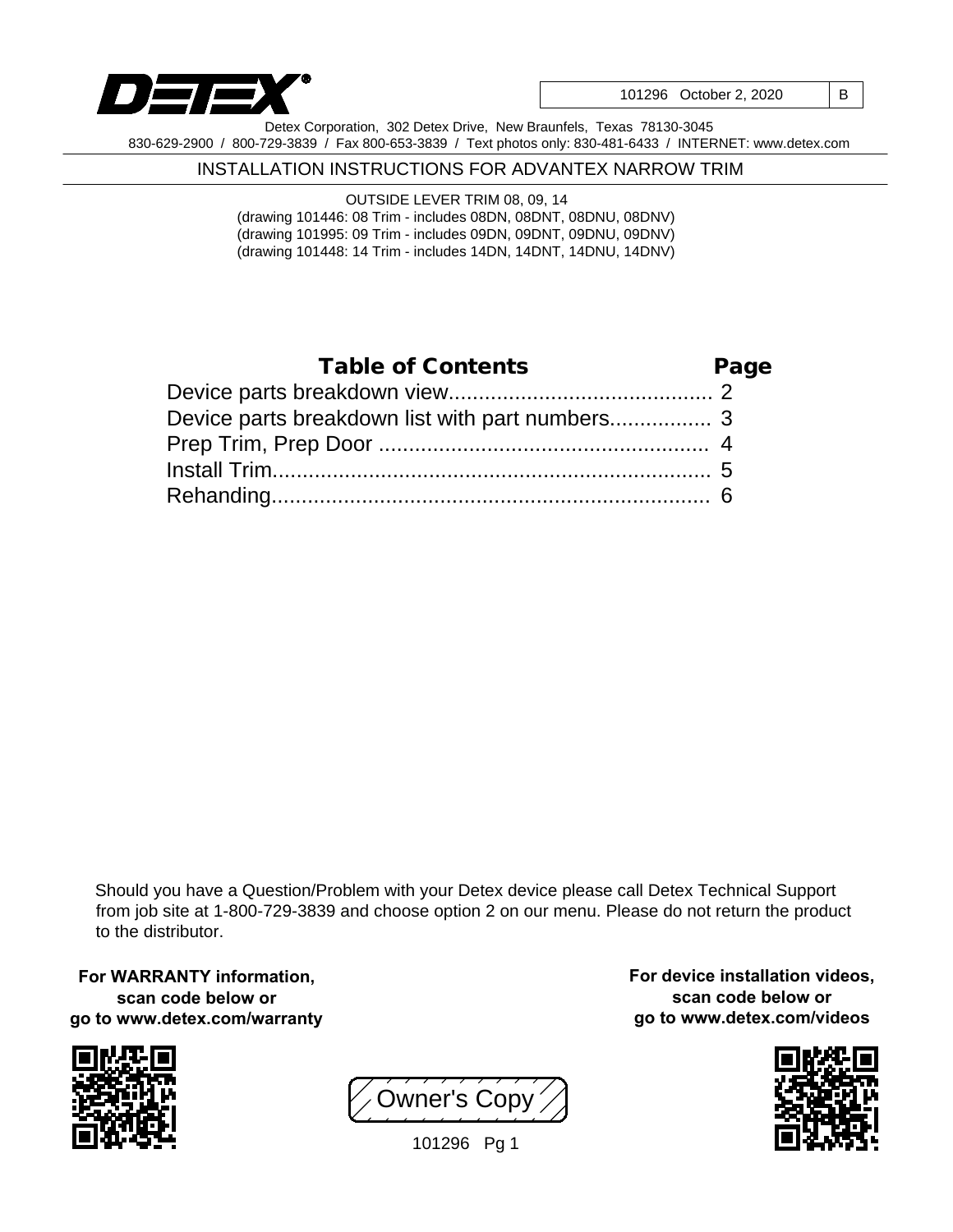101296 October 2, 2020 | B

Detex Corporation, 302 Detex Drive, New Braunfels, Texas 78130-3045
830-629-2900 / 800-729-3839 / Fax 800-653-3839 / Text photos only: 830-481-6433 / INTERNET: www.detex.com

# INSTALLATION INSTRUCTIONS FOR ADVANTEX NARROW TRIM

OUTSIDE LEVER TRIM 08, 09, 14
(drawing 101446: 08 Trim - includes 08DN, 08DNT, 08DNU, 08DNV)
(drawing 101995: 09 Trim - includes 09DN, 09DNT, 09DNU, 09DNV)
(drawing 101448: 14 Trim - includes 14DN, 14DNT, 14DNU, 14DNV)

| Table of Contents | Page |
|---|---|
| Device parts breakdown view | 2 |
| Device parts breakdown list with part numbers | 3 |
| Prep Trim, Prep Door | 4 |
| Install Trim | 5 |
| Rehanding | 6 |

Should you have a Question/Problem with your Detex device please call Detex Technical Support from job site at 1-800-729-3839 and choose option 2 on our menu. Please do not return the product to the distributor.

**For WARRANTY information, scan code below or go to www.detex.com/warranty**

**For device installation videos, scan code below or go to www.detex.com/videos**

Owner's Copy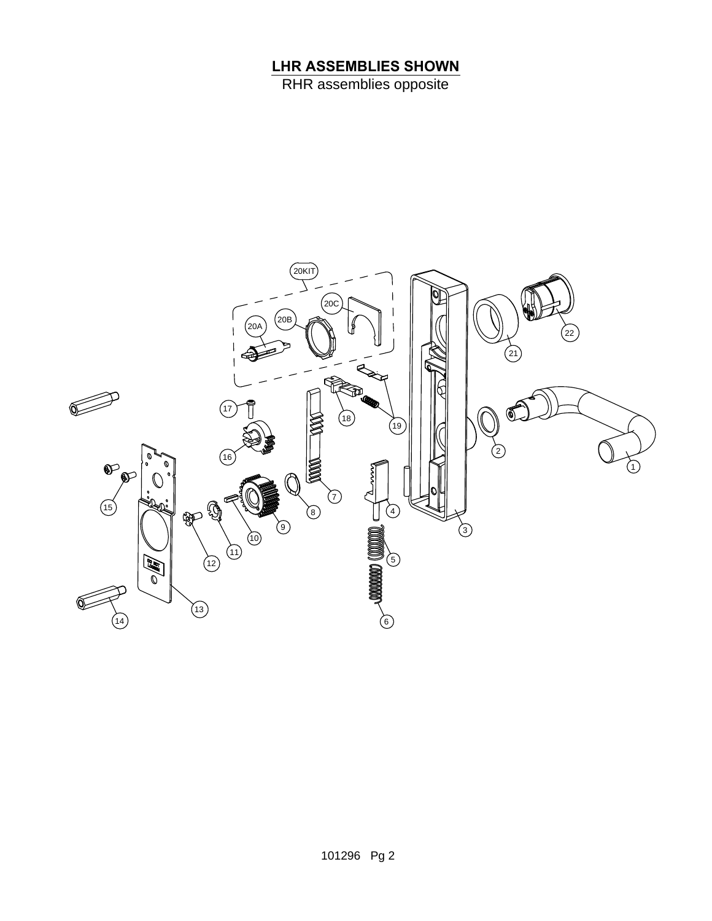**LHR ASSEMBLIES SHOWN**

RHR assemblies opposite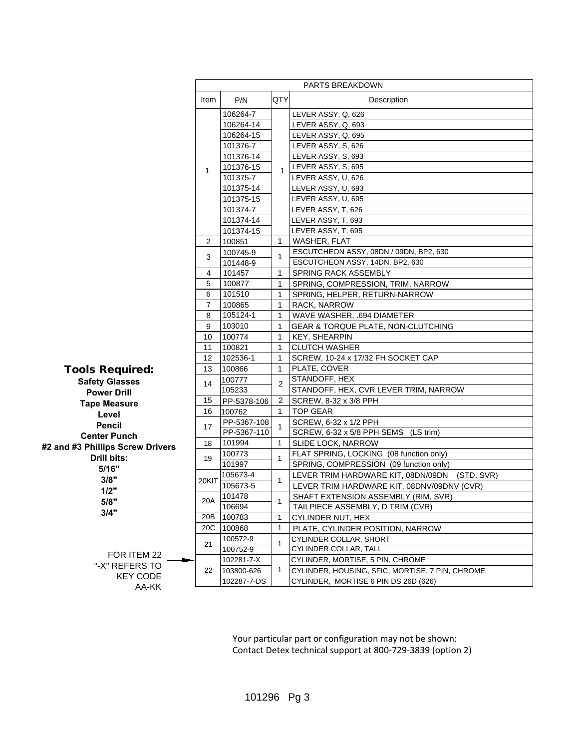**Tools Required:**

**Safety Glasses**
**Power Drill**
**Tape Measure**
**Level**
**Pencil**
**Center Punch**
**#2 and #3 Phillips Screw Drivers**
**Drill bits:**
**5/16"**
**3/8"**
**1/2"**
**5/8"**
**3/4"**

FOR ITEM 22 "-X" REFERS TO KEY CODE AA-KK

| PARTS BREAKDOWN | | | |
|---|---|---|---|
| Item | P/N | QTY | Description |
| 1 | 106264-7 | 1 | LEVER ASSY, Q, 626 |
| | 106264-14 | | LEVER ASSY, Q, 693 |
| | 106264-15 | | LEVER ASSY, Q, 695 |
| | 101376-7 | | LEVER ASSY, S, 626 |
| | 101376-14 | | LEVER ASSY, S, 693 |
| | 101376-15 | | LEVER ASSY, S, 695 |
| | 101375-7 | | LEVER ASSY, U, 626 |
| | 101375-14 | | LEVER ASSY, U, 693 |
| | 101375-15 | | LEVER ASSY, U, 695 |
| | 101374-7 | | LEVER ASSY, T, 626 |
| | 101374-14 | | LEVER ASSY, T, 693 |
| | 101374-15 | | LEVER ASSY, T, 695 |
| 2 | 100851 | 1 | WASHER, FLAT |
| 3 | 100745-9 | 1 | ESCUTCHEON ASSY, 08DN / 09DN, BP2, 630 |
| | 101448-9 | | ESCUTCHEON ASSY, 14DN, BP2, 630 |
| 4 | 101457 | 1 | SPRING RACK ASSEMBLY |
| 5 | 100877 | 1 | SPRING, COMPRESSION, TRIM, NARROW |
| 6 | 101510 | 1 | SPRING, HELPER, RETURN-NARROW |
| 7 | 100865 | 1 | RACK, NARROW |
| 8 | 105124-1 | 1 | WAVE WASHER, .694 DIAMETER |
| 9 | 103010 | 1 | GEAR & TORQUE PLATE, NON-CLUTCHING |
| 10 | 100774 | 1 | KEY, SHEARPIN |
| 11 | 100821 | 1 | CLUTCH WASHER |
| 12 | 102536-1 | 1 | SCREW, 10-24 x 17/32 FH SOCKET CAP |
| 13 | 100866 | 1 | PLATE, COVER |
| 14 | 100777 | 2 | STANDOFF, HEX |
| | 105233 | | STANDOFF, HEX, CVR LEVER TRIM, NARROW |
| 15 | PP-5378-106 | 2 | SCREW, 8-32 x 3/8 PPH |
| 16 | 100762 | 1 | TOP GEAR |
| 17 | PP-5367-108 | 1 | SCREW, 6-32 x 1/2 PPH |
| | PP-5367-110 | | SCREW, 6-32 x 5/8 PPH SEMS (LS trim) |
| 18 | 101994 | 1 | SLIDE LOCK, NARROW |
| 19 | 100773 | 1 | FLAT SPRING, LOCKING (08 function only) |
| | 101997 | | SPRING, COMPRESSION (09 function only) |
| 20KIT | 105673-4 | 1 | LEVER TRIM HARDWARE KIT, 08DN/09DN (STD, SVR) |
| | 105673-5 | | LEVER TRIM HARDWARE KIT, 08DNV/09DNV (CVR) |
| 20A | 101478 | 1 | SHAFT EXTENSION ASSEMBLY (RIM, SVR) |
| | 106694 | | TAILPIECE ASSEMBLY, D TRIM (CVR) |
| 20B | 100783 | 1 | CYLINDER NUT, HEX |
| 20C | 100868 | 1 | PLATE, CYLINDER POSITION, NARROW |
| 21 | 100572-9 | 1 | CYLINDER COLLAR, SHORT |
| | 100752-9 | | CYLINDER COLLAR, TALL |
| 22 | 102281-7-X | 1 | CYLINDER, MORTISE, 5 PIN, CHROME |
| | 103800-626 | | CYLINDER, HOUSING, SFIC, MORTISE, 7 PIN, CHROME |
| | 102287-7-DS | | CYLINDER, MORTISE 6 PIN DS 26D (626) |

Your particular part or configuration may not be shown:
Contact Detex technical support at 800-729-3839 (option 2)

101296 Pg 3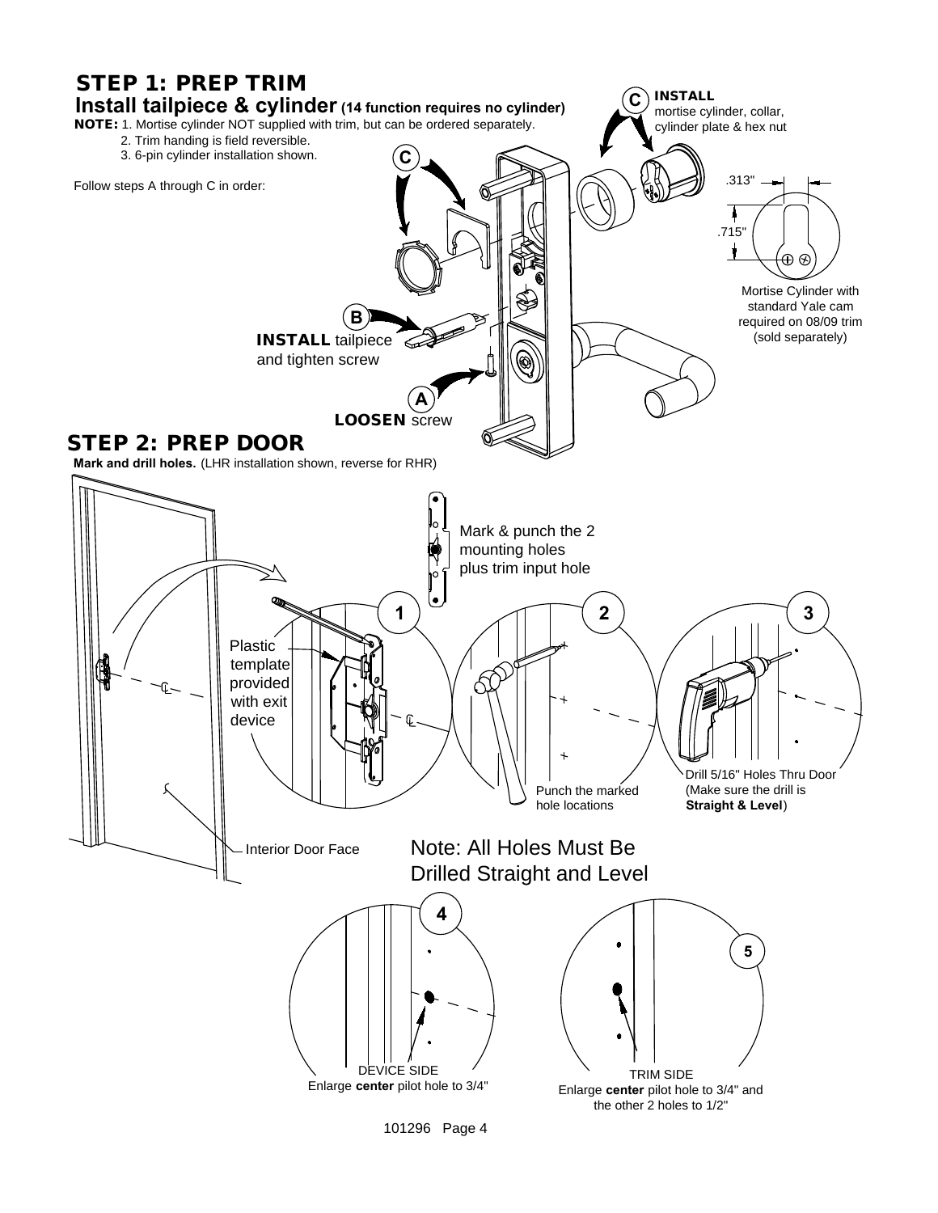## STEP 1: PREP TRIM

### Install tailpiece & cylinder (14 function requires no cylinder)

**NOTE:** 1. Mortise cylinder NOT supplied with trim, but can be ordered separately.
2. Trim handing is field reversible.
3. 6-pin cylinder installation shown.

Follow steps A through C in order:

**C** **INSTALL** mortise cylinder, collar, cylinder plate & hex nut

.313"

.715"

Mortise Cylinder with standard Yale cam required on 08/09 trim (sold separately)

**B** **INSTALL** tailpiece and tighten screw

**A** **LOOSEN** screw

## STEP 2: PREP DOOR

**Mark and drill holes.** (LHR installation shown, reverse for RHR)

Mark & punch the 2 mounting holes plus trim input hole

**1** Plastic template provided with exit device

**2** Punch the marked hole locations

**3** Drill 5/16" Holes Thru Door (Make sure the drill is **Straight & Level**)

Interior Door Face

Note: All Holes Must Be Drilled Straight and Level

**4** DEVICE SIDE
Enlarge **center** pilot hole to 3/4"

**5** TRIM SIDE
Enlarge **center** pilot hole to 3/4" and the other 2 holes to 1/2"

101296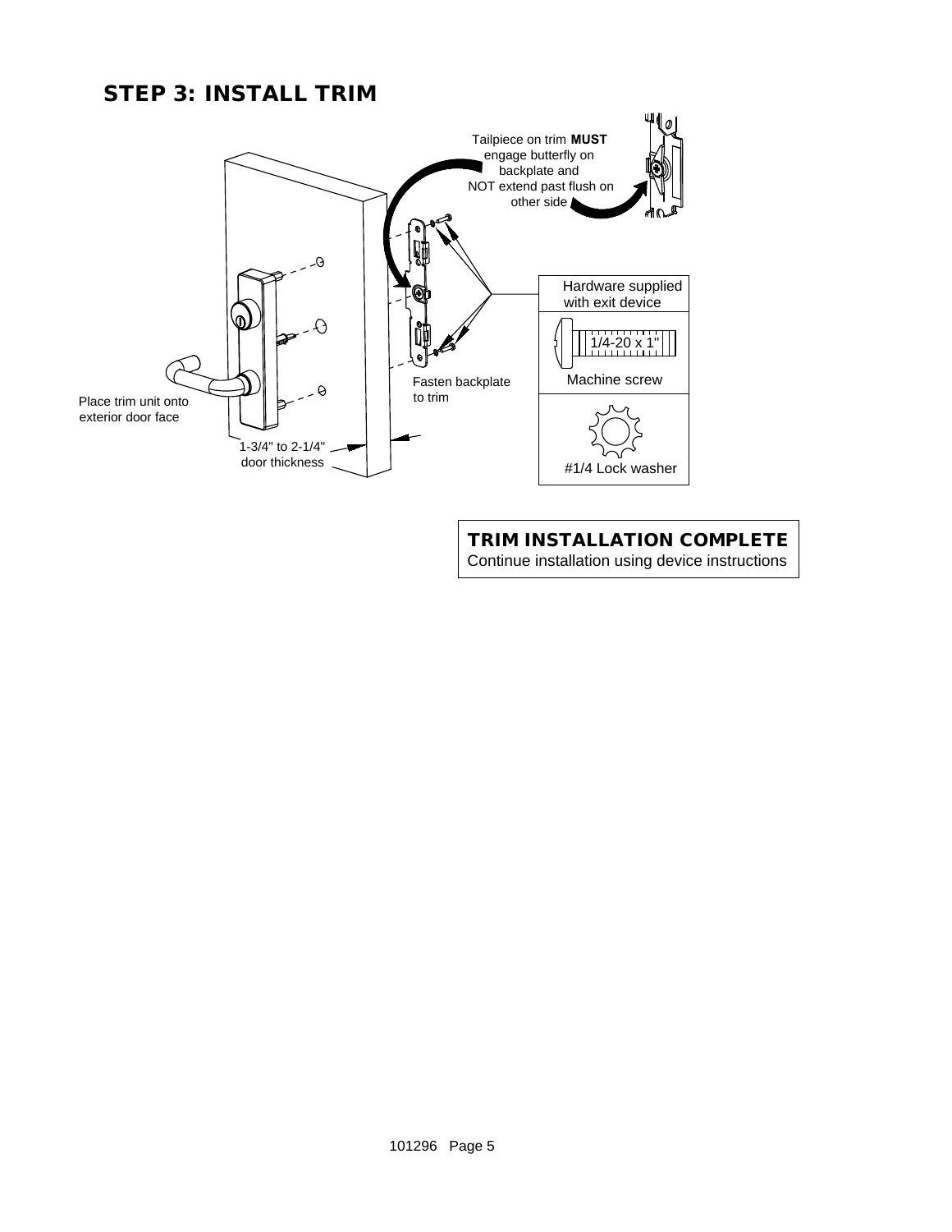# STEP 3: INSTALL TRIM

Tailpiece on trim **MUST** engage butterfly on backplate and NOT extend past flush on other side

Hardware supplied with exit device

1/4-20 x 1"

Machine screw

#1/4 Lock washer

Fasten backplate to trim

Place trim unit onto exterior door face

1-3/4" to 2-1/4" door thickness

**TRIM INSTALLATION COMPLETE**
Continue installation using device instructions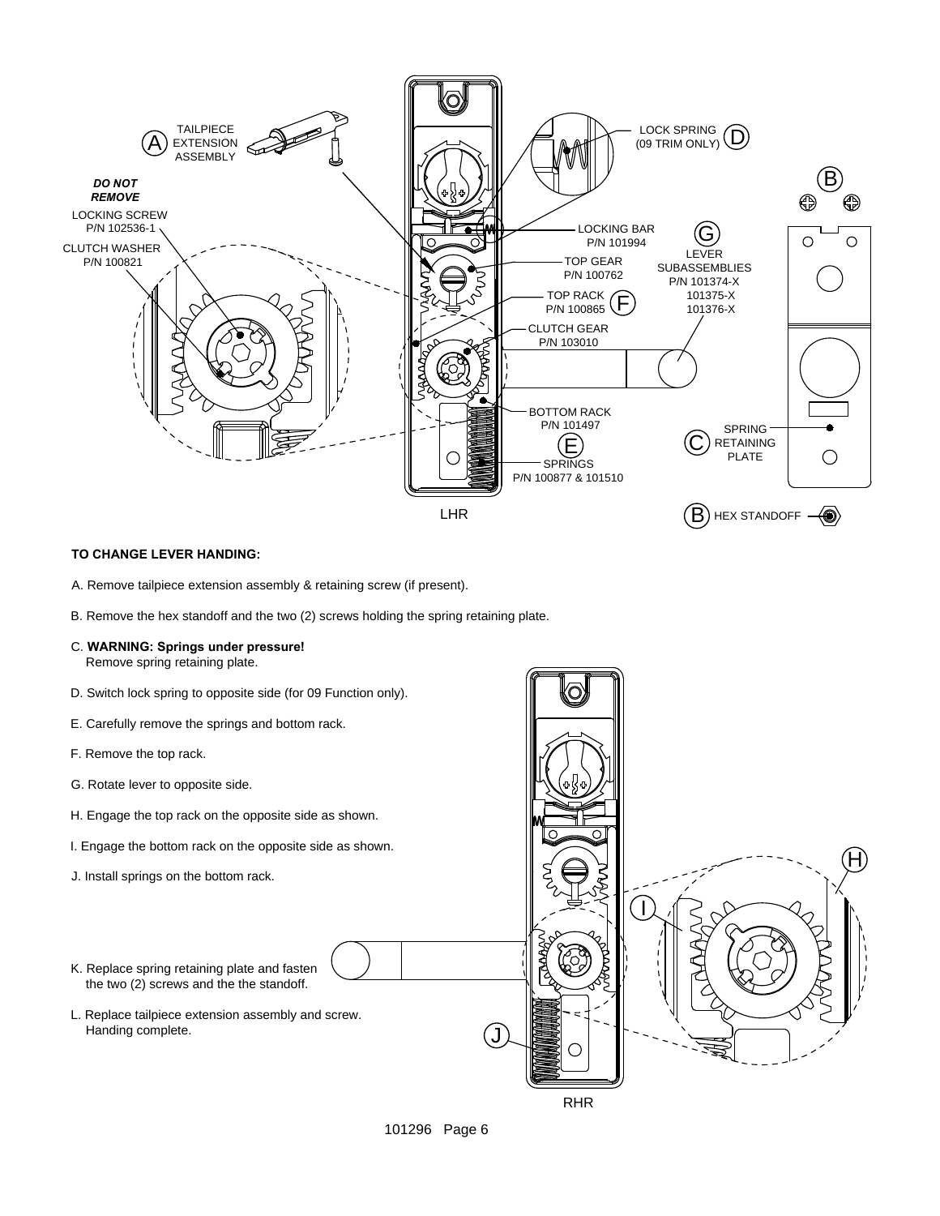TAILPIECE EXTENSION ASSEMBLY A

*DO NOT REMOVE*
LOCKING SCREW P/N 102536-1

CLUTCH WASHER P/N 100821

LOCK SPRING (09 TRIM ONLY) D

B

LOCKING BAR P/N 101994

G LEVER SUBASSEMBLIES P/N 101374-X 101375-X 101376-X

TOP GEAR P/N 100762

TOP RACK P/N 100865 F

CLUTCH GEAR P/N 103010

BOTTOM RACK P/N 101497

E

SPRINGS P/N 100877 & 101510

C SPRING RETAINING PLATE

LHR

B HEX STANDOFF

**TO CHANGE LEVER HANDING:**

A. Remove tailpiece extension assembly & retaining screw (if present).

B. Remove the hex standoff and the two (2) screws holding the spring retaining plate.

C. **WARNING: Springs under pressure!**
Remove spring retaining plate.

D. Switch lock spring to opposite side (for 09 Function only).

E. Carefully remove the springs and bottom rack.

F. Remove the top rack.

G. Rotate lever to opposite side.

H. Engage the top rack on the opposite side as shown.

I. Engage the bottom rack on the opposite side as shown.

J. Install springs on the bottom rack.

K. Replace spring retaining plate and fasten the two (2) screws and the the standoff.

L. Replace tailpiece extension assembly and screw.
Handing complete.

H

I

J

RHR

101296